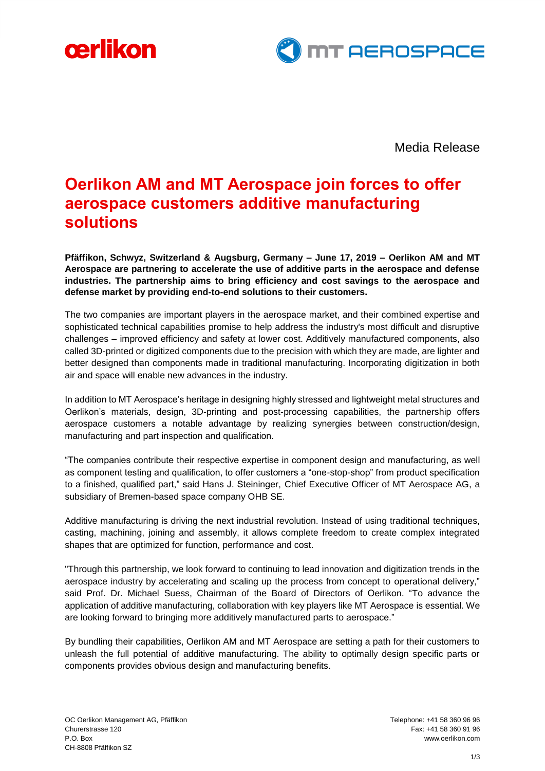Media Release

# Oerlikon AM and MT Aerospace join forces to offer aerospace customers additive manufacturing solutions

**Pfäffikon, Schwyz, Switzerland & Augsburg, Germany – June 17, 2019 – Oerlikon AM and MT Aerospace are partnering to accelerate the use of additive parts in the aerospace and defense industries. The partnership aims to bring efficiency and cost savings to the aerospace and defense market by providing end-to-end solutions to their customers.**

The two companies are important players in the aerospace market, and their combined expertise and sophisticated technical capabilities promise to help address the industry's most difficult and disruptive challenges – improved efficiency and safety at lower cost. Additively manufactured components, also called 3D-printed or digitized components due to the precision with which they are made, are lighter and better designed than components made in traditional manufacturing. Incorporating digitization in both air and space will enable new advances in the industry.

In addition to MT Aerospace's heritage in designing highly stressed and lightweight metal structures and Oerlikon's materials, design, 3D-printing and post-processing capabilities, the partnership offers aerospace customers a notable advantage by realizing synergies between construction/design, manufacturing and part inspection and qualification.

"The companies contribute their respective expertise in component design and manufacturing, as well as component testing and qualification, to offer customers a "one-stop-shop" from product specification to a finished, qualified part," said Hans J. Steininger, Chief Executive Officer of MT Aerospace AG, a subsidiary of Bremen-based space company OHB SE.

Additive manufacturing is driving the next industrial revolution. Instead of using traditional techniques, casting, machining, joining and assembly, it allows complete freedom to create complex integrated shapes that are optimized for function, performance and cost.

"Through this partnership, we look forward to continuing to lead innovation and digitization trends in the aerospace industry by accelerating and scaling up the process from concept to operational delivery," said Prof. Dr. Michael Suess, Chairman of the Board of Directors of Oerlikon. "To advance the application of additive manufacturing, collaboration with key players like MT Aerospace is essential. We are looking forward to bringing more additively manufactured parts to aerospace."

By bundling their capabilities, Oerlikon AM and MT Aerospace are setting a path for their customers to unleash the full potential of additive manufacturing. The ability to optimally design specific parts or components provides obvious design and manufacturing benefits.

OC Oerlikon Management AG, Pfäffikon
Churerstrasse 120
P.O. Box
CH-8808 Pfäffikon SZ

Telephone: +41 58 360 96 96
Fax: +41 58 360 91 96
www.oerlikon.com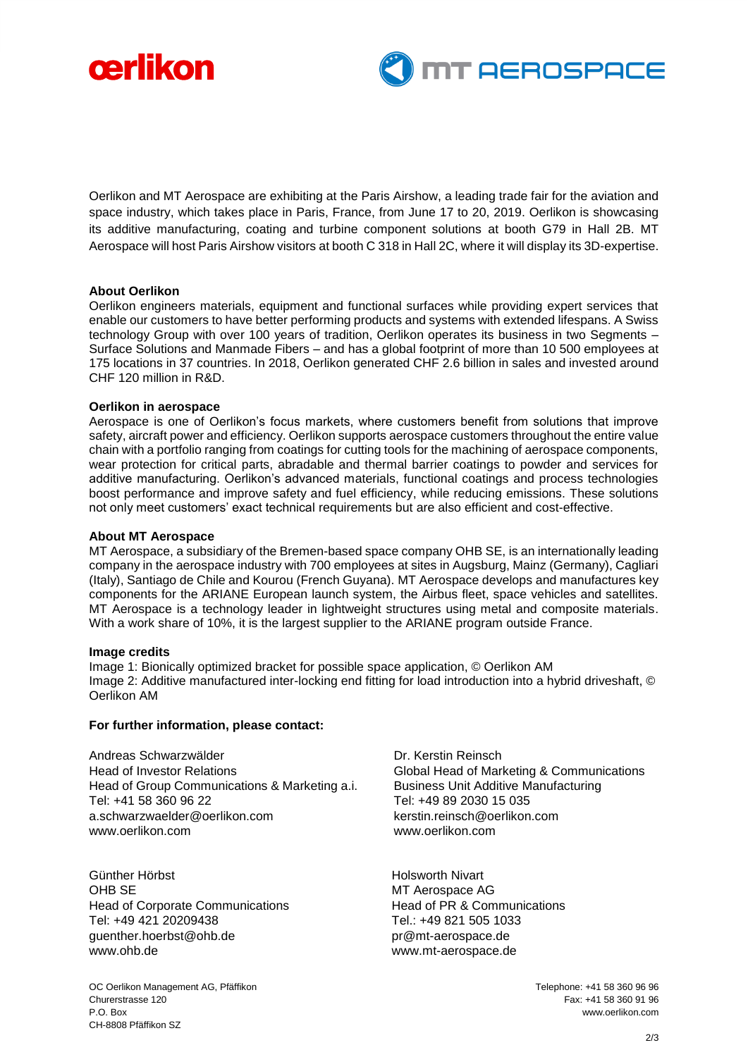Oerlikon and MT Aerospace are exhibiting at the Paris Airshow, a leading trade fair for the aviation and space industry, which takes place in Paris, France, from June 17 to 20, 2019. Oerlikon is showcasing its additive manufacturing, coating and turbine component solutions at booth G79 in Hall 2B. MT Aerospace will host Paris Airshow visitors at booth C 318 in Hall 2C, where it will display its 3D-expertise.

**About Oerlikon**

Oerlikon engineers materials, equipment and functional surfaces while providing expert services that enable our customers to have better performing products and systems with extended lifespans. A Swiss technology Group with over 100 years of tradition, Oerlikon operates its business in two Segments – Surface Solutions and Manmade Fibers – and has a global footprint of more than 10 500 employees at 175 locations in 37 countries. In 2018, Oerlikon generated CHF 2.6 billion in sales and invested around CHF 120 million in R&D.

**Oerlikon in aerospace**

Aerospace is one of Oerlikon's focus markets, where customers benefit from solutions that improve safety, aircraft power and efficiency. Oerlikon supports aerospace customers throughout the entire value chain with a portfolio ranging from coatings for cutting tools for the machining of aerospace components, wear protection for critical parts, abradable and thermal barrier coatings to powder and services for additive manufacturing. Oerlikon's advanced materials, functional coatings and process technologies boost performance and improve safety and fuel efficiency, while reducing emissions. These solutions not only meet customers' exact technical requirements but are also efficient and cost-effective.

**About MT Aerospace**

MT Aerospace, a subsidiary of the Bremen-based space company OHB SE, is an internationally leading company in the aerospace industry with 700 employees at sites in Augsburg, Mainz (Germany), Cagliari (Italy), Santiago de Chile and Kourou (French Guyana). MT Aerospace develops and manufactures key components for the ARIANE European launch system, the Airbus fleet, space vehicles and satellites. MT Aerospace is a technology leader in lightweight structures using metal and composite materials. With a work share of 10%, it is the largest supplier to the ARIANE program outside France.

**Image credits**

Image 1: Bionically optimized bracket for possible space application, © Oerlikon AM
Image 2: Additive manufactured inter-locking end fitting for load introduction into a hybrid driveshaft, © Oerlikon AM

**For further information, please contact:**

Andreas Schwarzwälder
Head of Investor Relations
Head of Group Communications & Marketing a.i.
Tel: +41 58 360 96 22
a.schwarzwaelder@oerlikon.com
www.oerlikon.com

Dr. Kerstin Reinsch
Global Head of Marketing & Communications
Business Unit Additive Manufacturing
Tel: +49 89 2030 15 035
kerstin.reinsch@oerlikon.com
www.oerlikon.com

Günther Hörbst
OHB SE
Head of Corporate Communications
Tel: +49 421 20209438
guenther.hoerbst@ohb.de
www.ohb.de

Holsworth Nivart
MT Aerospace AG
Head of PR & Communications
Tel.: +49 821 505 1033
pr@mt-aerospace.de
www.mt-aerospace.de

OC Oerlikon Management AG, Pfäffikon
Churerstrasse 120
P.O. Box
CH-8808 Pfäffikon SZ

Telephone: +41 58 360 96 96
Fax: +41 58 360 91 96
www.oerlikon.com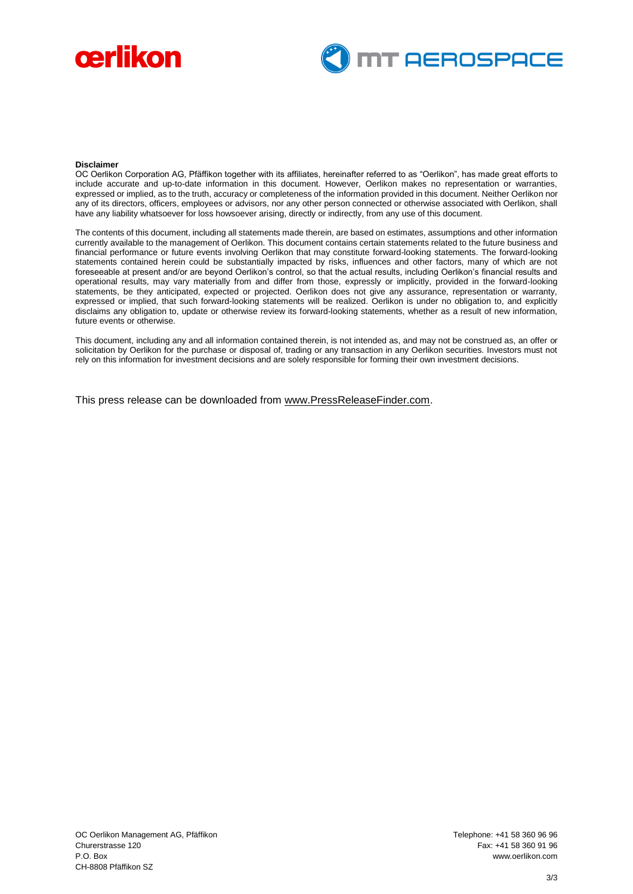**Disclaimer**

OC Oerlikon Corporation AG, Pfäffikon together with its affiliates, hereinafter referred to as "Oerlikon", has made great efforts to include accurate and up-to-date information in this document. However, Oerlikon makes no representation or warranties, expressed or implied, as to the truth, accuracy or completeness of the information provided in this document. Neither Oerlikon nor any of its directors, officers, employees or advisors, nor any other person connected or otherwise associated with Oerlikon, shall have any liability whatsoever for loss howsoever arising, directly or indirectly, from any use of this document.

The contents of this document, including all statements made therein, are based on estimates, assumptions and other information currently available to the management of Oerlikon. This document contains certain statements related to the future business and financial performance or future events involving Oerlikon that may constitute forward-looking statements. The forward-looking statements contained herein could be substantially impacted by risks, influences and other factors, many of which are not foreseeable at present and/or are beyond Oerlikon's control, so that the actual results, including Oerlikon's financial results and operational results, may vary materially from and differ from those, expressly or implicitly, provided in the forward-looking statements, be they anticipated, expected or projected. Oerlikon does not give any assurance, representation or warranty, expressed or implied, that such forward-looking statements will be realized. Oerlikon is under no obligation to, and explicitly disclaims any obligation to, update or otherwise review its forward-looking statements, whether as a result of new information, future events or otherwise.

This document, including any and all information contained therein, is not intended as, and may not be construed as, an offer or solicitation by Oerlikon for the purchase or disposal of, trading or any transaction in any Oerlikon securities. Investors must not rely on this information for investment decisions and are solely responsible for forming their own investment decisions.

This press release can be downloaded from www.PressReleaseFinder.com.

OC Oerlikon Management AG, Pfäffikon
Churerstrasse 120
P.O. Box
CH-8808 Pfäffikon SZ

Telephone: +41 58 360 96 96
Fax: +41 58 360 91 96
www.oerlikon.com